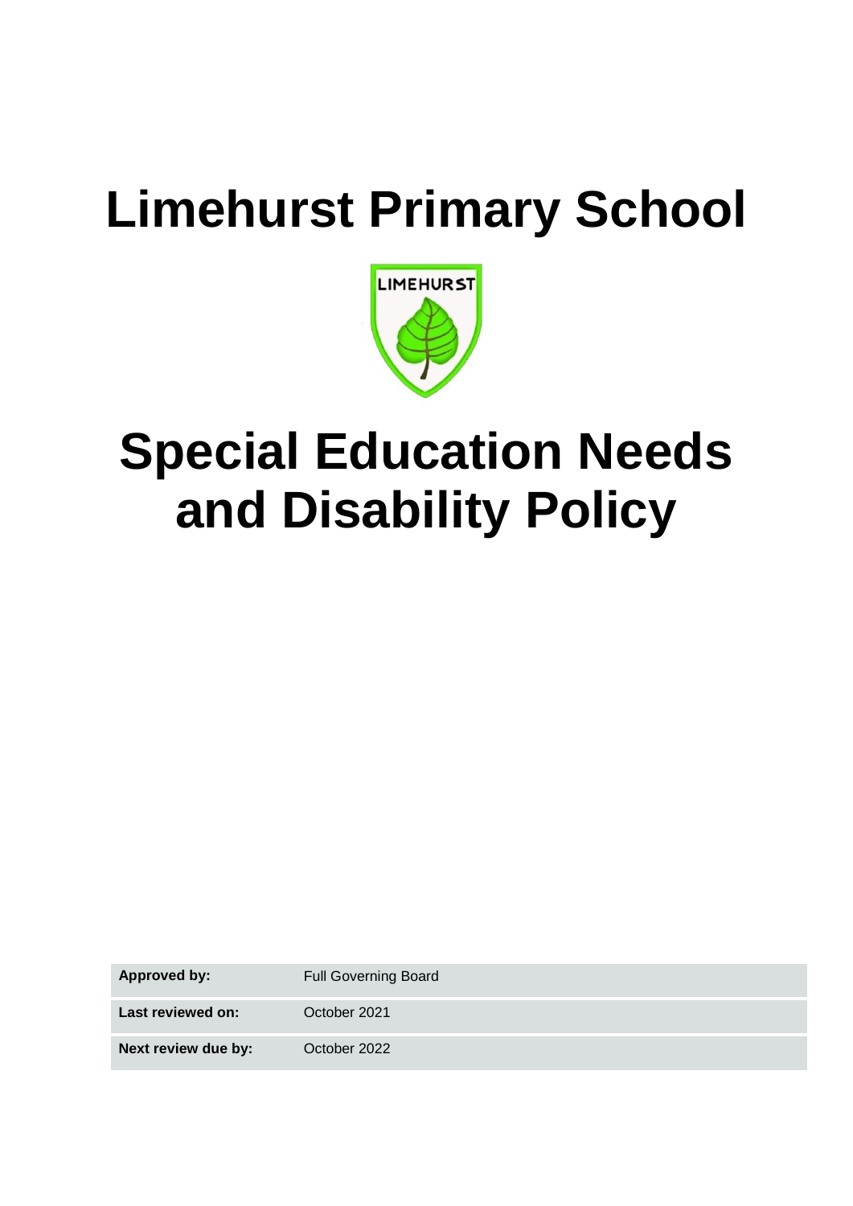# Limehurst Primary School

# Special Education Needs and Disability Policy

| | |
|---|---|
| **Approved by:** | Full Governing Board |
| **Last reviewed on:** | October 2021 |
| **Next review due by:** | October 2022 |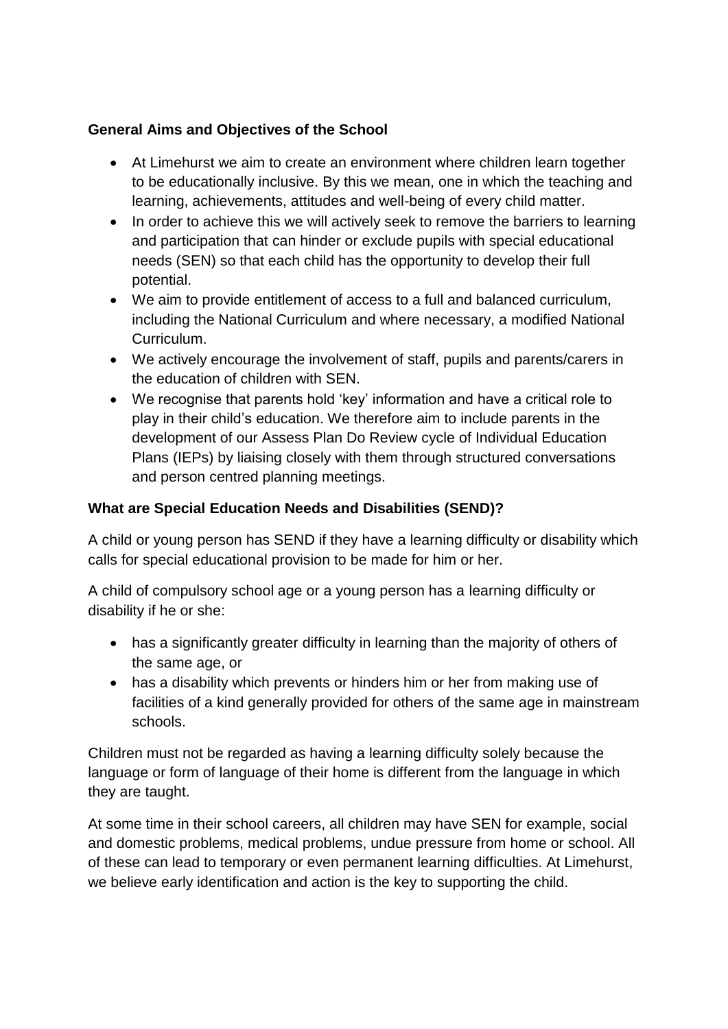**General Aims and Objectives of the School**

- At Limehurst we aim to create an environment where children learn together to be educationally inclusive. By this we mean, one in which the teaching and learning, achievements, attitudes and well-being of every child matter.
- In order to achieve this we will actively seek to remove the barriers to learning and participation that can hinder or exclude pupils with special educational needs (SEN) so that each child has the opportunity to develop their full potential.
- We aim to provide entitlement of access to a full and balanced curriculum, including the National Curriculum and where necessary, a modified National Curriculum.
- We actively encourage the involvement of staff, pupils and parents/carers in the education of children with SEN.
- We recognise that parents hold 'key' information and have a critical role to play in their child's education. We therefore aim to include parents in the development of our Assess Plan Do Review cycle of Individual Education Plans (IEPs) by liaising closely with them through structured conversations and person centred planning meetings.

**What are Special Education Needs and Disabilities (SEND)?**

A child or young person has SEND if they have a learning difficulty or disability which calls for special educational provision to be made for him or her.

A child of compulsory school age or a young person has a learning difficulty or disability if he or she:

- has a significantly greater difficulty in learning than the majority of others of the same age, or
- has a disability which prevents or hinders him or her from making use of facilities of a kind generally provided for others of the same age in mainstream schools.

Children must not be regarded as having a learning difficulty solely because the language or form of language of their home is different from the language in which they are taught.

At some time in their school careers, all children may have SEN for example, social and domestic problems, medical problems, undue pressure from home or school. All of these can lead to temporary or even permanent learning difficulties. At Limehurst, we believe early identification and action is the key to supporting the child.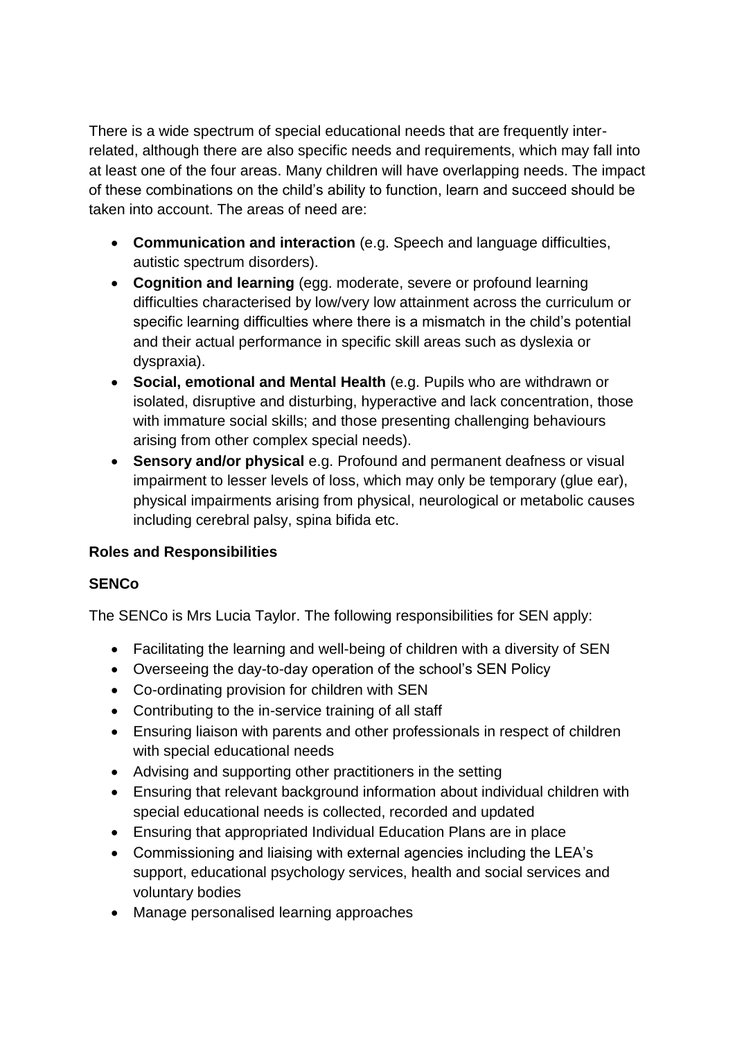There is a wide spectrum of special educational needs that are frequently inter-related, although there are also specific needs and requirements, which may fall into at least one of the four areas. Many children will have overlapping needs. The impact of these combinations on the child's ability to function, learn and succeed should be taken into account. The areas of need are:

- **Communication and interaction** (e.g. Speech and language difficulties, autistic spectrum disorders).
- **Cognition and learning** (egg. moderate, severe or profound learning difficulties characterised by low/very low attainment across the curriculum or specific learning difficulties where there is a mismatch in the child's potential and their actual performance in specific skill areas such as dyslexia or dyspraxia).
- **Social, emotional and Mental Health** (e.g. Pupils who are withdrawn or isolated, disruptive and disturbing, hyperactive and lack concentration, those with immature social skills; and those presenting challenging behaviours arising from other complex special needs).
- **Sensory and/or physical** e.g. Profound and permanent deafness or visual impairment to lesser levels of loss, which may only be temporary (glue ear), physical impairments arising from physical, neurological or metabolic causes including cerebral palsy, spina bifida etc.

**Roles and Responsibilities**

**SENCo**

The SENCo is Mrs Lucia Taylor. The following responsibilities for SEN apply:

- Facilitating the learning and well-being of children with a diversity of SEN
- Overseeing the day-to-day operation of the school's SEN Policy
- Co-ordinating provision for children with SEN
- Contributing to the in-service training of all staff
- Ensuring liaison with parents and other professionals in respect of children with special educational needs
- Advising and supporting other practitioners in the setting
- Ensuring that relevant background information about individual children with special educational needs is collected, recorded and updated
- Ensuring that appropriated Individual Education Plans are in place
- Commissioning and liaising with external agencies including the LEA's support, educational psychology services, health and social services and voluntary bodies
- Manage personalised learning approaches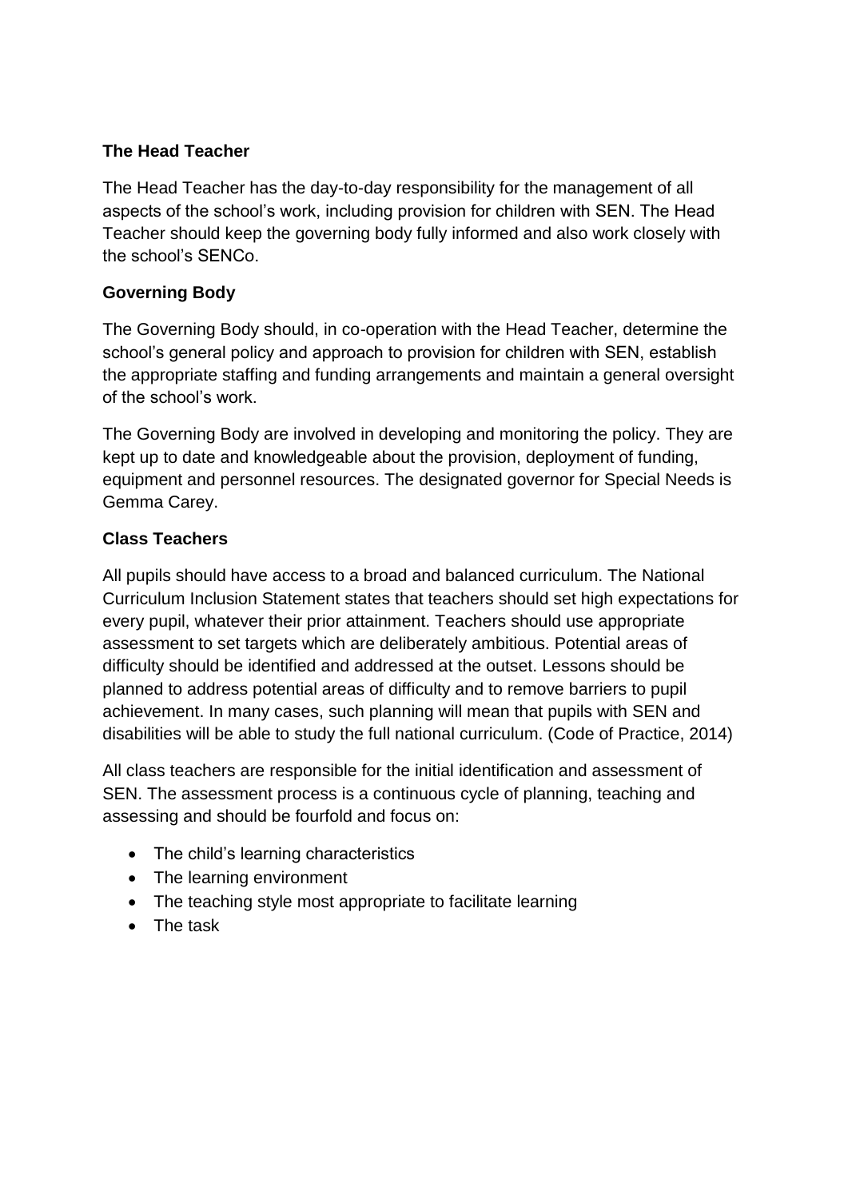**The Head Teacher**

The Head Teacher has the day-to-day responsibility for the management of all aspects of the school's work, including provision for children with SEN. The Head Teacher should keep the governing body fully informed and also work closely with the school's SENCo.

**Governing Body**

The Governing Body should, in co-operation with the Head Teacher, determine the school's general policy and approach to provision for children with SEN, establish the appropriate staffing and funding arrangements and maintain a general oversight of the school's work.

The Governing Body are involved in developing and monitoring the policy. They are kept up to date and knowledgeable about the provision, deployment of funding, equipment and personnel resources. The designated governor for Special Needs is Gemma Carey.

**Class Teachers**

All pupils should have access to a broad and balanced curriculum. The National Curriculum Inclusion Statement states that teachers should set high expectations for every pupil, whatever their prior attainment. Teachers should use appropriate assessment to set targets which are deliberately ambitious. Potential areas of difficulty should be identified and addressed at the outset. Lessons should be planned to address potential areas of difficulty and to remove barriers to pupil achievement. In many cases, such planning will mean that pupils with SEN and disabilities will be able to study the full national curriculum. (Code of Practice, 2014)

All class teachers are responsible for the initial identification and assessment of SEN. The assessment process is a continuous cycle of planning, teaching and assessing and should be fourfold and focus on:

- The child's learning characteristics
- The learning environment
- The teaching style most appropriate to facilitate learning
- The task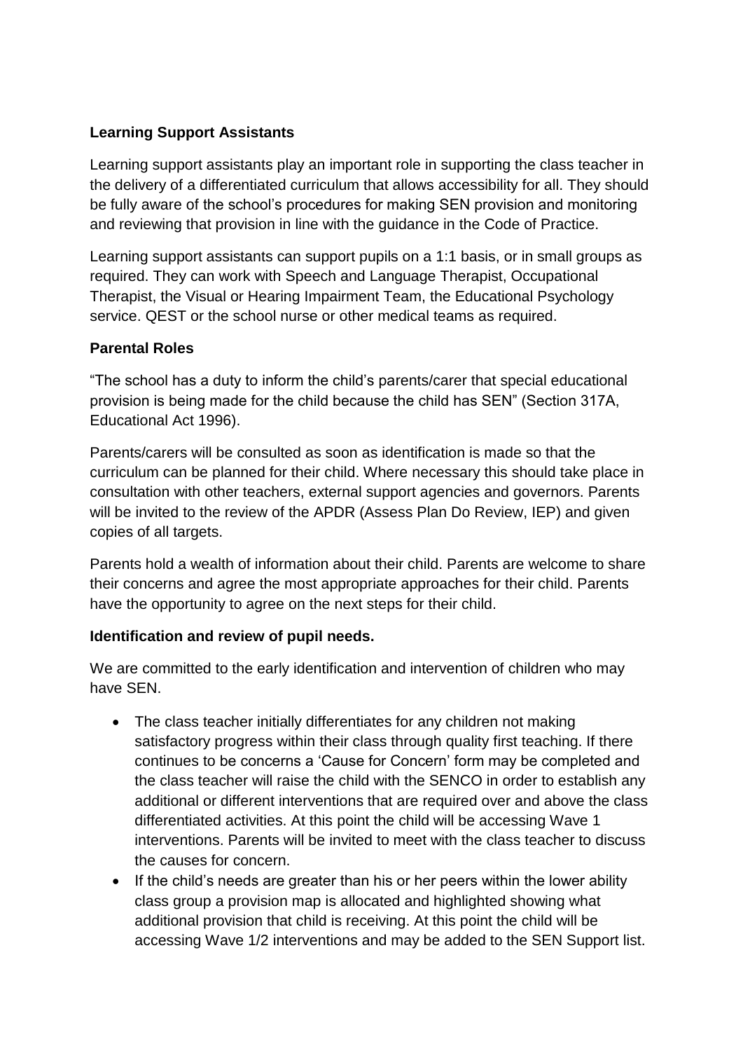**Learning Support Assistants**

Learning support assistants play an important role in supporting the class teacher in the delivery of a differentiated curriculum that allows accessibility for all. They should be fully aware of the school's procedures for making SEN provision and monitoring and reviewing that provision in line with the guidance in the Code of Practice.

Learning support assistants can support pupils on a 1:1 basis, or in small groups as required. They can work with Speech and Language Therapist, Occupational Therapist, the Visual or Hearing Impairment Team, the Educational Psychology service. QEST or the school nurse or other medical teams as required.

**Parental Roles**

"The school has a duty to inform the child's parents/carer that special educational provision is being made for the child because the child has SEN" (Section 317A, Educational Act 1996).

Parents/carers will be consulted as soon as identification is made so that the curriculum can be planned for their child. Where necessary this should take place in consultation with other teachers, external support agencies and governors. Parents will be invited to the review of the APDR (Assess Plan Do Review, IEP) and given copies of all targets.

Parents hold a wealth of information about their child. Parents are welcome to share their concerns and agree the most appropriate approaches for their child. Parents have the opportunity to agree on the next steps for their child.

**Identification and review of pupil needs.**

We are committed to the early identification and intervention of children who may have SEN.

- The class teacher initially differentiates for any children not making satisfactory progress within their class through quality first teaching. If there continues to be concerns a 'Cause for Concern' form may be completed and the class teacher will raise the child with the SENCO in order to establish any additional or different interventions that are required over and above the class differentiated activities. At this point the child will be accessing Wave 1 interventions. Parents will be invited to meet with the class teacher to discuss the causes for concern.
- If the child's needs are greater than his or her peers within the lower ability class group a provision map is allocated and highlighted showing what additional provision that child is receiving. At this point the child will be accessing Wave 1/2 interventions and may be added to the SEN Support list.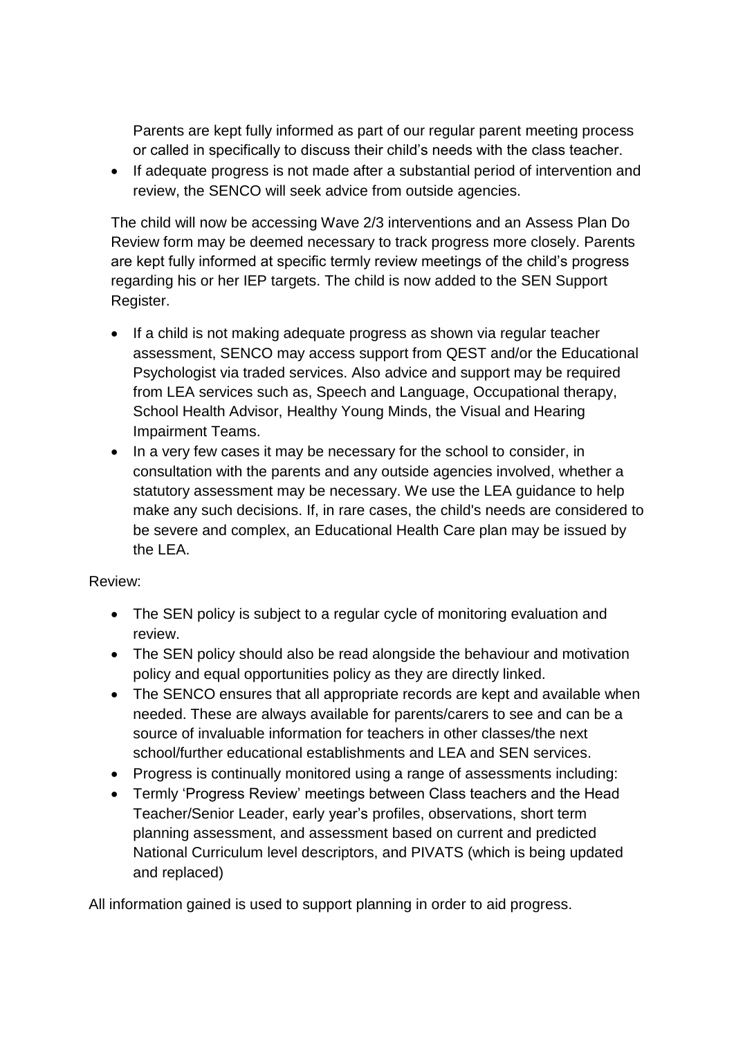Parents are kept fully informed as part of our regular parent meeting process or called in specifically to discuss their child's needs with the class teacher.

- If adequate progress is not made after a substantial period of intervention and review, the SENCO will seek advice from outside agencies.

The child will now be accessing Wave 2/3 interventions and an Assess Plan Do Review form may be deemed necessary to track progress more closely. Parents are kept fully informed at specific termly review meetings of the child's progress regarding his or her IEP targets. The child is now added to the SEN Support Register.

- If a child is not making adequate progress as shown via regular teacher assessment, SENCO may access support from QEST and/or the Educational Psychologist via traded services. Also advice and support may be required from LEA services such as, Speech and Language, Occupational therapy, School Health Advisor, Healthy Young Minds, the Visual and Hearing Impairment Teams.
- In a very few cases it may be necessary for the school to consider, in consultation with the parents and any outside agencies involved, whether a statutory assessment may be necessary. We use the LEA guidance to help make any such decisions. If, in rare cases, the child's needs are considered to be severe and complex, an Educational Health Care plan may be issued by the LEA.

Review:

- The SEN policy is subject to a regular cycle of monitoring evaluation and review.
- The SEN policy should also be read alongside the behaviour and motivation policy and equal opportunities policy as they are directly linked.
- The SENCO ensures that all appropriate records are kept and available when needed. These are always available for parents/carers to see and can be a source of invaluable information for teachers in other classes/the next school/further educational establishments and LEA and SEN services.
- Progress is continually monitored using a range of assessments including:
- Termly 'Progress Review' meetings between Class teachers and the Head Teacher/Senior Leader, early year's profiles, observations, short term planning assessment, and assessment based on current and predicted National Curriculum level descriptors, and PIVATS (which is being updated and replaced)

All information gained is used to support planning in order to aid progress.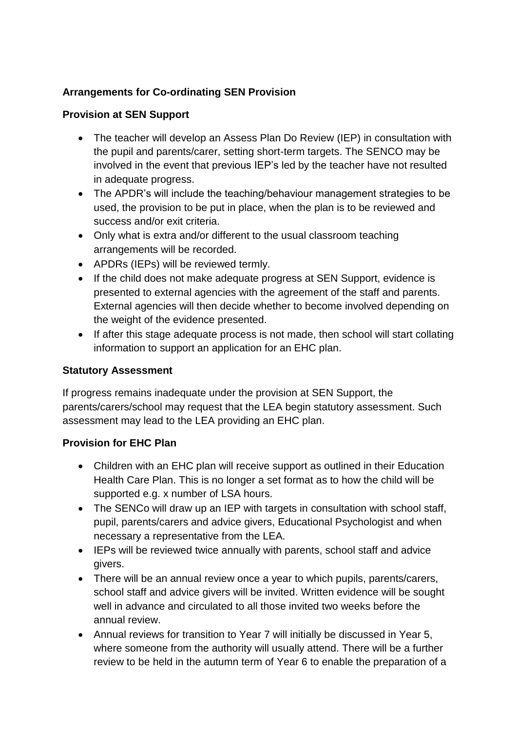**Arrangements for Co-ordinating SEN Provision**

**Provision at SEN Support**

- The teacher will develop an Assess Plan Do Review (IEP) in consultation with the pupil and parents/carer, setting short-term targets. The SENCO may be involved in the event that previous IEP's led by the teacher have not resulted in adequate progress.
- The APDR's will include the teaching/behaviour management strategies to be used, the provision to be put in place, when the plan is to be reviewed and success and/or exit criteria.
- Only what is extra and/or different to the usual classroom teaching arrangements will be recorded.
- APDRs (IEPs) will be reviewed termly.
- If the child does not make adequate progress at SEN Support, evidence is presented to external agencies with the agreement of the staff and parents. External agencies will then decide whether to become involved depending on the weight of the evidence presented.
- If after this stage adequate process is not made, then school will start collating information to support an application for an EHC plan.

**Statutory Assessment**

If progress remains inadequate under the provision at SEN Support, the parents/carers/school may request that the LEA begin statutory assessment. Such assessment may lead to the LEA providing an EHC plan.

**Provision for EHC Plan**

- Children with an EHC plan will receive support as outlined in their Education Health Care Plan. This is no longer a set format as to how the child will be supported e.g. x number of LSA hours.
- The SENCo will draw up an IEP with targets in consultation with school staff, pupil, parents/carers and advice givers, Educational Psychologist and when necessary a representative from the LEA.
- IEPs will be reviewed twice annually with parents, school staff and advice givers.
- There will be an annual review once a year to which pupils, parents/carers, school staff and advice givers will be invited. Written evidence will be sought well in advance and circulated to all those invited two weeks before the annual review.
- Annual reviews for transition to Year 7 will initially be discussed in Year 5, where someone from the authority will usually attend. There will be a further review to be held in the autumn term of Year 6 to enable the preparation of a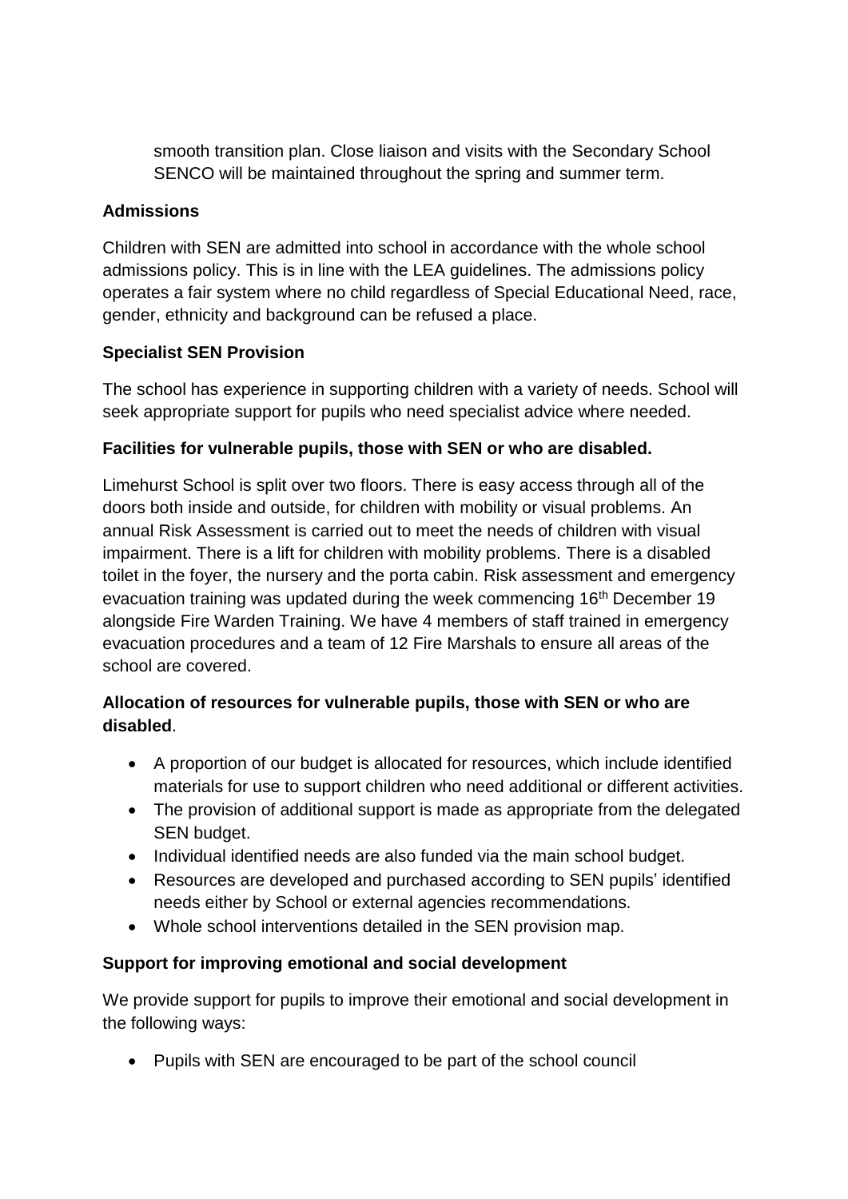smooth transition plan. Close liaison and visits with the Secondary School SENCO will be maintained throughout the spring and summer term.

**Admissions**

Children with SEN are admitted into school in accordance with the whole school admissions policy. This is in line with the LEA guidelines. The admissions policy operates a fair system where no child regardless of Special Educational Need, race, gender, ethnicity and background can be refused a place.

**Specialist SEN Provision**

The school has experience in supporting children with a variety of needs. School will seek appropriate support for pupils who need specialist advice where needed.

**Facilities for vulnerable pupils, those with SEN or who are disabled.**

Limehurst School is split over two floors. There is easy access through all of the doors both inside and outside, for children with mobility or visual problems. An annual Risk Assessment is carried out to meet the needs of children with visual impairment. There is a lift for children with mobility problems. There is a disabled toilet in the foyer, the nursery and the porta cabin. Risk assessment and emergency evacuation training was updated during the week commencing 16th December 19 alongside Fire Warden Training. We have 4 members of staff trained in emergency evacuation procedures and a team of 12 Fire Marshals to ensure all areas of the school are covered.

**Allocation of resources for vulnerable pupils, those with SEN or who are disabled**.

- A proportion of our budget is allocated for resources, which include identified materials for use to support children who need additional or different activities.
- The provision of additional support is made as appropriate from the delegated SEN budget.
- Individual identified needs are also funded via the main school budget.
- Resources are developed and purchased according to SEN pupils' identified needs either by School or external agencies recommendations.
- Whole school interventions detailed in the SEN provision map.

**Support for improving emotional and social development**

We provide support for pupils to improve their emotional and social development in the following ways:

- Pupils with SEN are encouraged to be part of the school council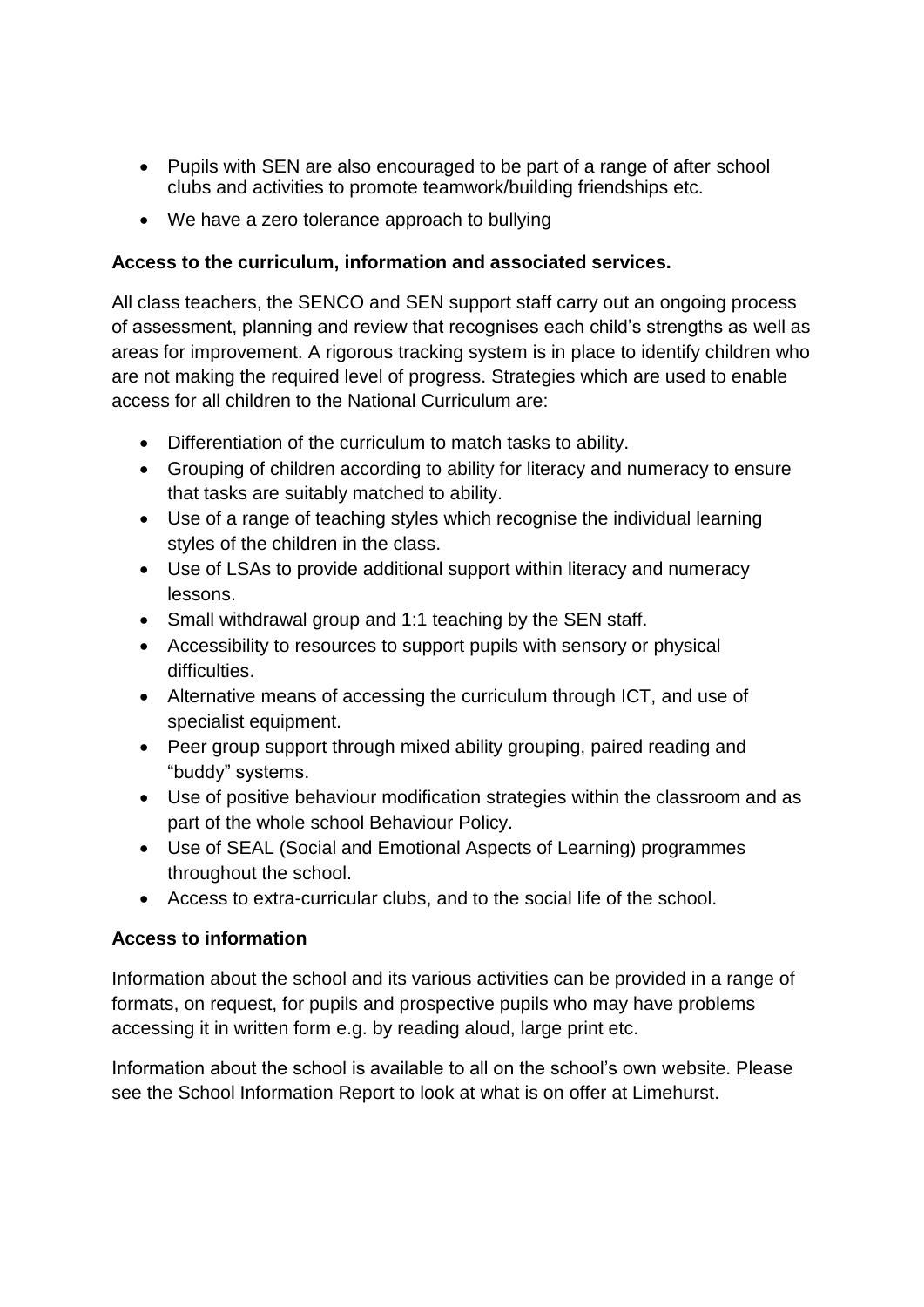- Pupils with SEN are also encouraged to be part of a range of after school clubs and activities to promote teamwork/building friendships etc.
- We have a zero tolerance approach to bullying

**Access to the curriculum, information and associated services.**

All class teachers, the SENCO and SEN support staff carry out an ongoing process of assessment, planning and review that recognises each child's strengths as well as areas for improvement. A rigorous tracking system is in place to identify children who are not making the required level of progress. Strategies which are used to enable access for all children to the National Curriculum are:

- Differentiation of the curriculum to match tasks to ability.
- Grouping of children according to ability for literacy and numeracy to ensure that tasks are suitably matched to ability.
- Use of a range of teaching styles which recognise the individual learning styles of the children in the class.
- Use of LSAs to provide additional support within literacy and numeracy lessons.
- Small withdrawal group and 1:1 teaching by the SEN staff.
- Accessibility to resources to support pupils with sensory or physical difficulties.
- Alternative means of accessing the curriculum through ICT, and use of specialist equipment.
- Peer group support through mixed ability grouping, paired reading and "buddy" systems.
- Use of positive behaviour modification strategies within the classroom and as part of the whole school Behaviour Policy.
- Use of SEAL (Social and Emotional Aspects of Learning) programmes throughout the school.
- Access to extra-curricular clubs, and to the social life of the school.

**Access to information**

Information about the school and its various activities can be provided in a range of formats, on request, for pupils and prospective pupils who may have problems accessing it in written form e.g. by reading aloud, large print etc.

Information about the school is available to all on the school's own website. Please see the School Information Report to look at what is on offer at Limehurst.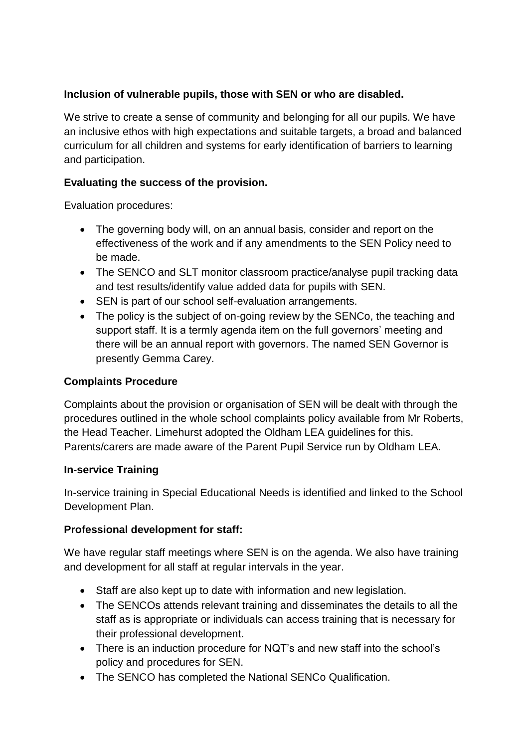**Inclusion of vulnerable pupils, those with SEN or who are disabled.**

We strive to create a sense of community and belonging for all our pupils. We have an inclusive ethos with high expectations and suitable targets, a broad and balanced curriculum for all children and systems for early identification of barriers to learning and participation.

**Evaluating the success of the provision.**

Evaluation procedures:

- The governing body will, on an annual basis, consider and report on the effectiveness of the work and if any amendments to the SEN Policy need to be made.
- The SENCO and SLT monitor classroom practice/analyse pupil tracking data and test results/identify value added data for pupils with SEN.
- SEN is part of our school self-evaluation arrangements.
- The policy is the subject of on-going review by the SENCo, the teaching and support staff. It is a termly agenda item on the full governors' meeting and there will be an annual report with governors. The named SEN Governor is presently Gemma Carey.

**Complaints Procedure**

Complaints about the provision or organisation of SEN will be dealt with through the procedures outlined in the whole school complaints policy available from Mr Roberts, the Head Teacher. Limehurst adopted the Oldham LEA guidelines for this. Parents/carers are made aware of the Parent Pupil Service run by Oldham LEA.

**In-service Training**

In-service training in Special Educational Needs is identified and linked to the School Development Plan.

**Professional development for staff:**

We have regular staff meetings where SEN is on the agenda. We also have training and development for all staff at regular intervals in the year.

- Staff are also kept up to date with information and new legislation.
- The SENCOs attends relevant training and disseminates the details to all the staff as is appropriate or individuals can access training that is necessary for their professional development.
- There is an induction procedure for NQT's and new staff into the school's policy and procedures for SEN.
- The SENCO has completed the National SENCo Qualification.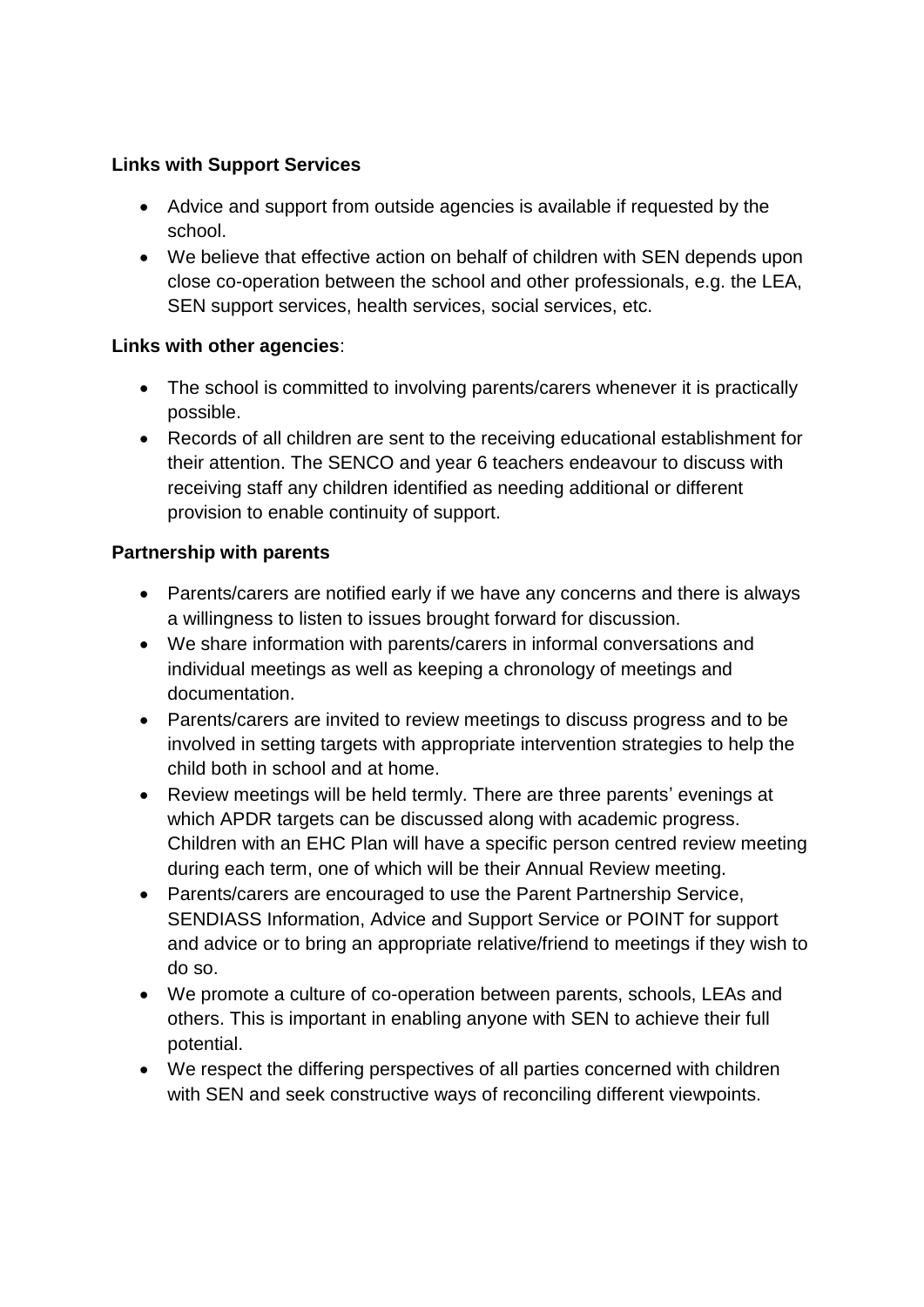**Links with Support Services**

- Advice and support from outside agencies is available if requested by the school.
- We believe that effective action on behalf of children with SEN depends upon close co-operation between the school and other professionals, e.g. the LEA, SEN support services, health services, social services, etc.

**Links with other agencies**:

- The school is committed to involving parents/carers whenever it is practically possible.
- Records of all children are sent to the receiving educational establishment for their attention. The SENCO and year 6 teachers endeavour to discuss with receiving staff any children identified as needing additional or different provision to enable continuity of support.

**Partnership with parents**

- Parents/carers are notified early if we have any concerns and there is always a willingness to listen to issues brought forward for discussion.
- We share information with parents/carers in informal conversations and individual meetings as well as keeping a chronology of meetings and documentation.
- Parents/carers are invited to review meetings to discuss progress and to be involved in setting targets with appropriate intervention strategies to help the child both in school and at home.
- Review meetings will be held termly. There are three parents' evenings at which APDR targets can be discussed along with academic progress. Children with an EHC Plan will have a specific person centred review meeting during each term, one of which will be their Annual Review meeting.
- Parents/carers are encouraged to use the Parent Partnership Service, SENDIASS Information, Advice and Support Service or POINT for support and advice or to bring an appropriate relative/friend to meetings if they wish to do so.
- We promote a culture of co-operation between parents, schools, LEAs and others. This is important in enabling anyone with SEN to achieve their full potential.
- We respect the differing perspectives of all parties concerned with children with SEN and seek constructive ways of reconciling different viewpoints.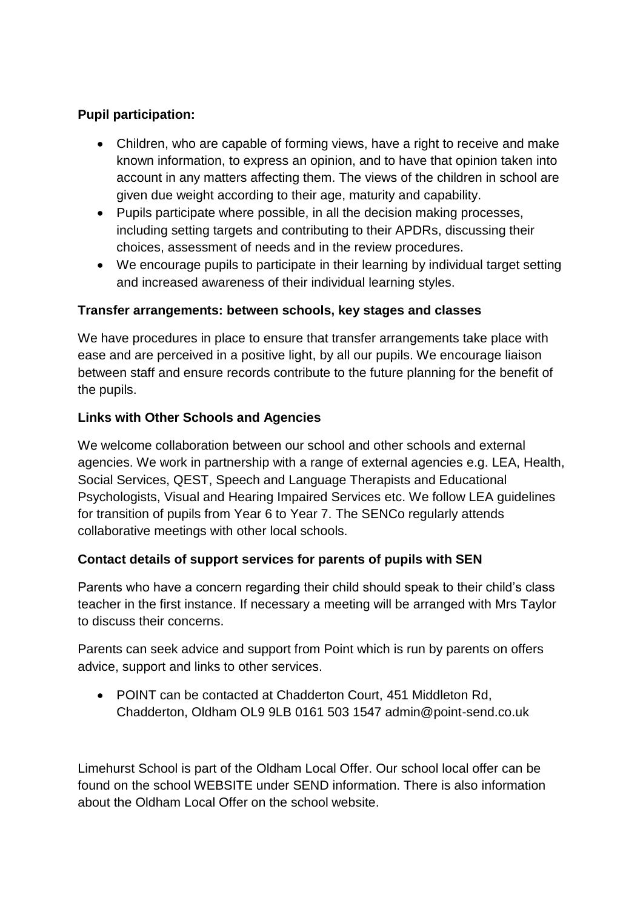**Pupil participation:**

- Children, who are capable of forming views, have a right to receive and make known information, to express an opinion, and to have that opinion taken into account in any matters affecting them. The views of the children in school are given due weight according to their age, maturity and capability.
- Pupils participate where possible, in all the decision making processes, including setting targets and contributing to their APDRs, discussing their choices, assessment of needs and in the review procedures.
- We encourage pupils to participate in their learning by individual target setting and increased awareness of their individual learning styles.

**Transfer arrangements: between schools, key stages and classes**

We have procedures in place to ensure that transfer arrangements take place with ease and are perceived in a positive light, by all our pupils. We encourage liaison between staff and ensure records contribute to the future planning for the benefit of the pupils.

**Links with Other Schools and Agencies**

We welcome collaboration between our school and other schools and external agencies. We work in partnership with a range of external agencies e.g. LEA, Health, Social Services, QEST, Speech and Language Therapists and Educational Psychologists, Visual and Hearing Impaired Services etc. We follow LEA guidelines for transition of pupils from Year 6 to Year 7. The SENCo regularly attends collaborative meetings with other local schools.

**Contact details of support services for parents of pupils with SEN**

Parents who have a concern regarding their child should speak to their child's class teacher in the first instance. If necessary a meeting will be arranged with Mrs Taylor to discuss their concerns.

Parents can seek advice and support from Point which is run by parents on offers advice, support and links to other services.

- POINT can be contacted at Chadderton Court, 451 Middleton Rd, Chadderton, Oldham OL9 9LB 0161 503 1547 admin@point-send.co.uk

Limehurst School is part of the Oldham Local Offer. Our school local offer can be found on the school WEBSITE under SEND information. There is also information about the Oldham Local Offer on the school website.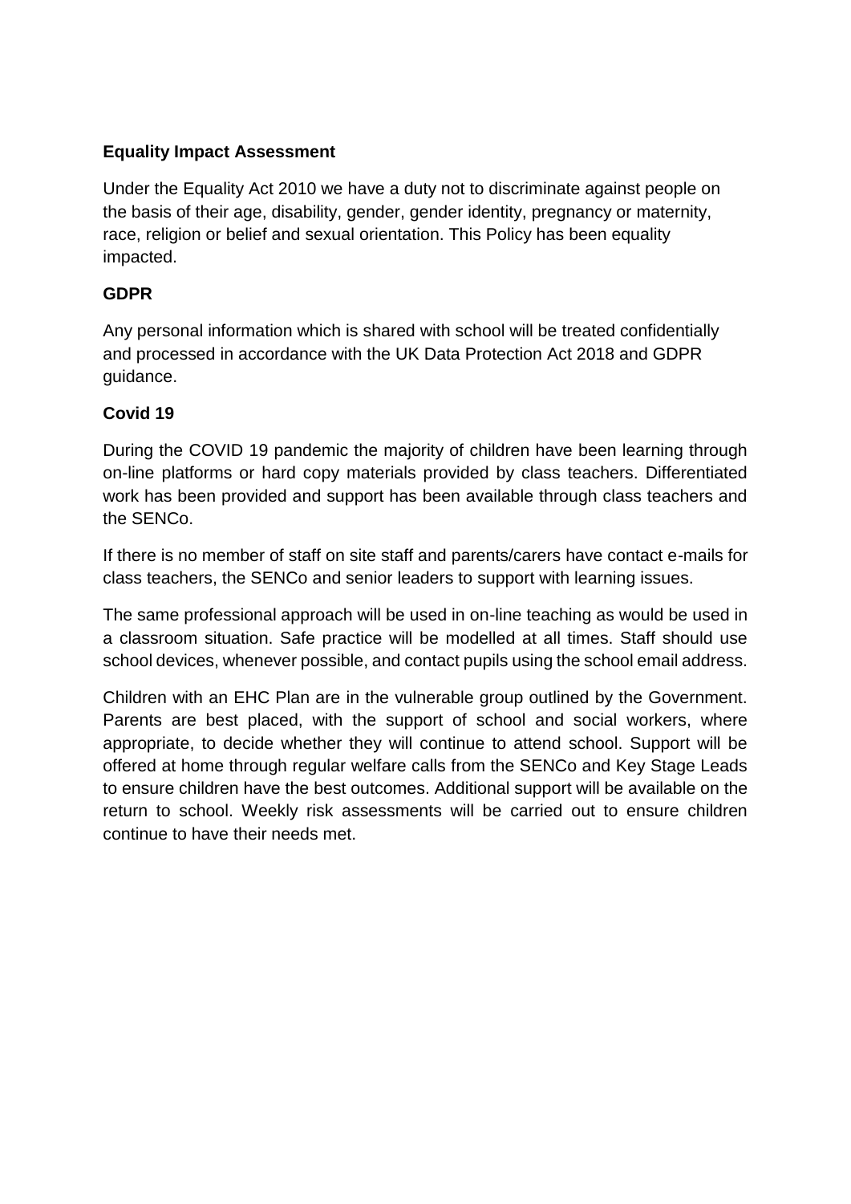**Equality Impact Assessment**

Under the Equality Act 2010 we have a duty not to discriminate against people on the basis of their age, disability, gender, gender identity, pregnancy or maternity, race, religion or belief and sexual orientation. This Policy has been equality impacted.

**GDPR**

Any personal information which is shared with school will be treated confidentially and processed in accordance with the UK Data Protection Act 2018 and GDPR guidance.

**Covid 19**

During the COVID 19 pandemic the majority of children have been learning through on-line platforms or hard copy materials provided by class teachers. Differentiated work has been provided and support has been available through class teachers and the SENCo.

If there is no member of staff on site staff and parents/carers have contact e-mails for class teachers, the SENCo and senior leaders to support with learning issues.

The same professional approach will be used in on-line teaching as would be used in a classroom situation. Safe practice will be modelled at all times. Staff should use school devices, whenever possible, and contact pupils using the school email address.

Children with an EHC Plan are in the vulnerable group outlined by the Government. Parents are best placed, with the support of school and social workers, where appropriate, to decide whether they will continue to attend school. Support will be offered at home through regular welfare calls from the SENCo and Key Stage Leads to ensure children have the best outcomes. Additional support will be available on the return to school. Weekly risk assessments will be carried out to ensure children continue to have their needs met.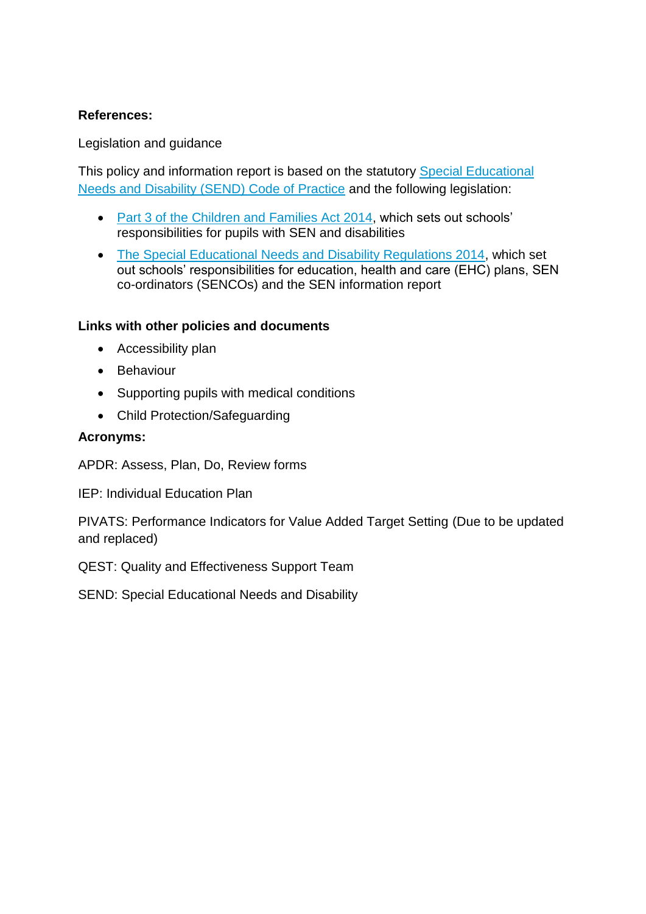**References:**

Legislation and guidance

This policy and information report is based on the statutory Special Educational Needs and Disability (SEND) Code of Practice and the following legislation:

- Part 3 of the Children and Families Act 2014, which sets out schools' responsibilities for pupils with SEN and disabilities
- The Special Educational Needs and Disability Regulations 2014, which set out schools' responsibilities for education, health and care (EHC) plans, SEN co-ordinators (SENCOs) and the SEN information report

**Links with other policies and documents**

- Accessibility plan
- Behaviour
- Supporting pupils with medical conditions
- Child Protection/Safeguarding

**Acronyms:**

APDR: Assess, Plan, Do, Review forms

IEP: Individual Education Plan

PIVATS: Performance Indicators for Value Added Target Setting (Due to be updated and replaced)

QEST: Quality and Effectiveness Support Team

SEND: Special Educational Needs and Disability